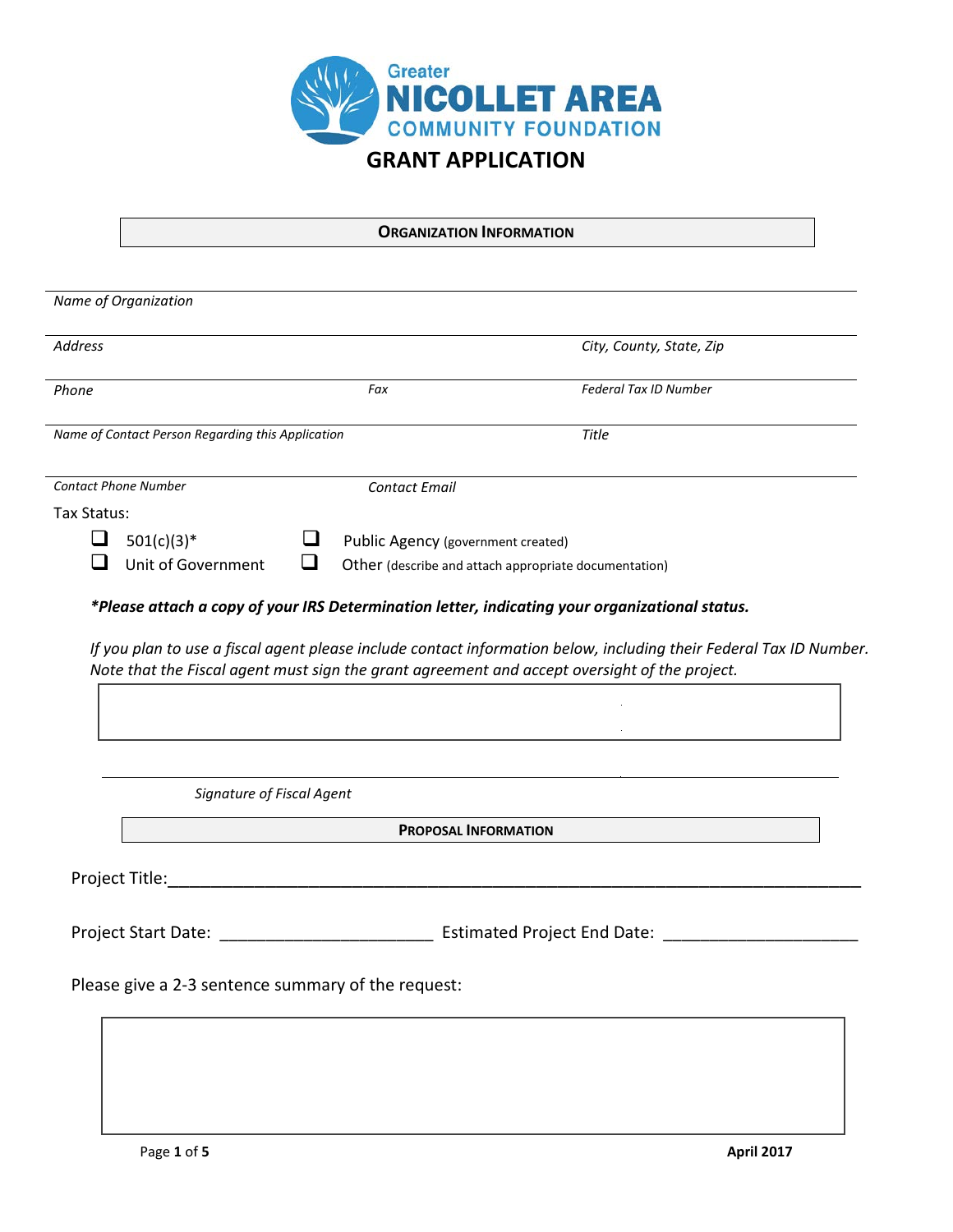Greater
NICOLLET AREA
COMMUNITY FOUNDATION

# GRANT APPLICATION

## ORGANIZATION INFORMATION

*Name of Organization*

*Address* | *City, County, State, Zip*

*Phone* | *Fax* | *Federal Tax ID Number*

*Name of Contact Person Regarding this Application* | *Title*

*Contact Phone Number* | *Contact Email*

Tax Status:

- ❑ 501(c)(3)*
- ❑ Public Agency (government created)
- ❑ Unit of Government
- ❑ Other (describe and attach appropriate documentation)

***Please attach a copy of your IRS Determination letter, indicating your organizational status.**

*If you plan to use a fiscal agent please include contact information below, including their Federal Tax ID Number. Note that the Fiscal agent must sign the grant agreement and accept oversight of the project.*

_______________________________________________

*Signature of Fiscal Agent*

## PROPOSAL INFORMATION

Project Title:_______________________________________________

Project Start Date: ______________________ Estimated Project End Date: ____________________

Please give a 2-3 sentence summary of the request: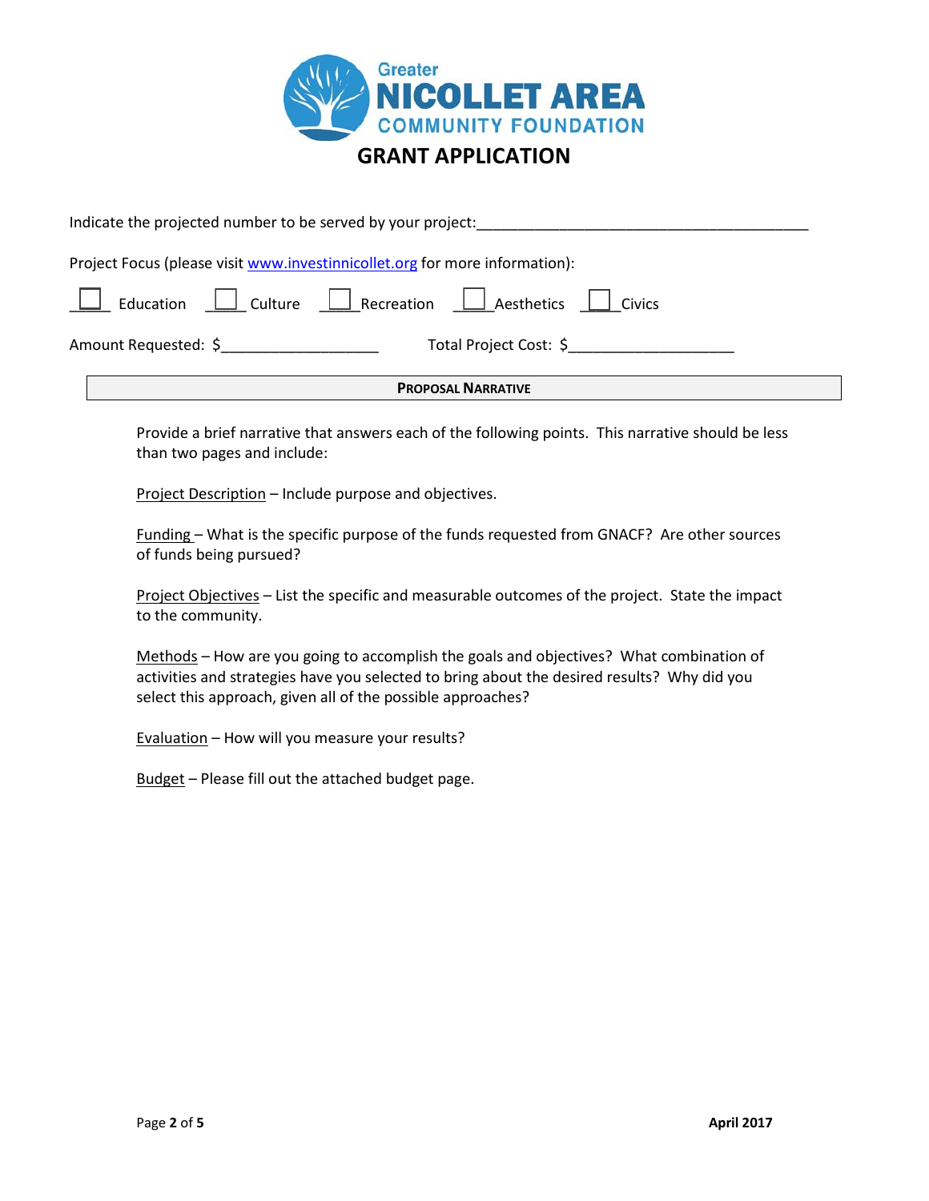Greater
**NICOLLET AREA**
**COMMUNITY FOUNDATION**

# GRANT APPLICATION

Indicate the projected number to be served by your project:_________________________________________

Project Focus (please visit [www.investinnicollet.org](http://www.investinnicollet.org) for more information):

☐ Education ☐ Culture ☐ Recreation ☐ Aesthetics ☐ Civics

Amount Requested: $___________________ Total Project Cost: $____________________

## PROPOSAL NARRATIVE

Provide a brief narrative that answers each of the following points. This narrative should be less than two pages and include:

Project Description – Include purpose and objectives.

Funding – What is the specific purpose of the funds requested from GNACF? Are other sources of funds being pursued?

Project Objectives – List the specific and measurable outcomes of the project. State the impact to the community.

Methods – How are you going to accomplish the goals and objectives? What combination of activities and strategies have you selected to bring about the desired results? Why did you select this approach, given all of the possible approaches?

Evaluation – How will you measure your results?

Budget – Please fill out the attached budget page.

April 2017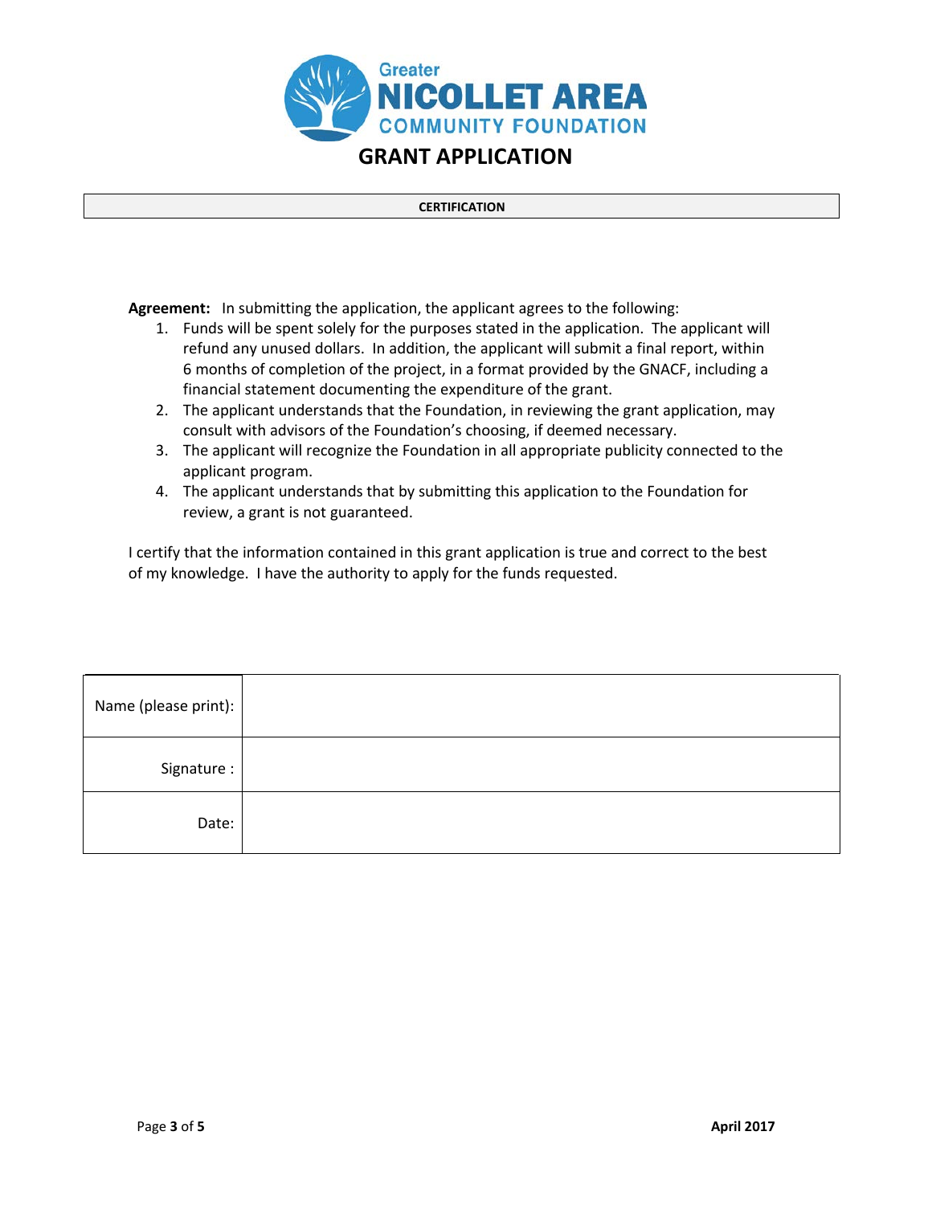Greater
# NICOLLET AREA
COMMUNITY FOUNDATION

## GRANT APPLICATION

### CERTIFICATION

**Agreement:** In submitting the application, the applicant agrees to the following:

1. Funds will be spent solely for the purposes stated in the application. The applicant will refund any unused dollars. In addition, the applicant will submit a final report, within 6 months of completion of the project, in a format provided by the GNACF, including a financial statement documenting the expenditure of the grant.
2. The applicant understands that the Foundation, in reviewing the grant application, may consult with advisors of the Foundation's choosing, if deemed necessary.
3. The applicant will recognize the Foundation in all appropriate publicity connected to the applicant program.
4. The applicant understands that by submitting this application to the Foundation for review, a grant is not guaranteed.

I certify that the information contained in this grant application is true and correct to the best of my knowledge. I have the authority to apply for the funds requested.

| | |
|---|---|
| Name (please print): | |
| Signature : | |
| Date: | |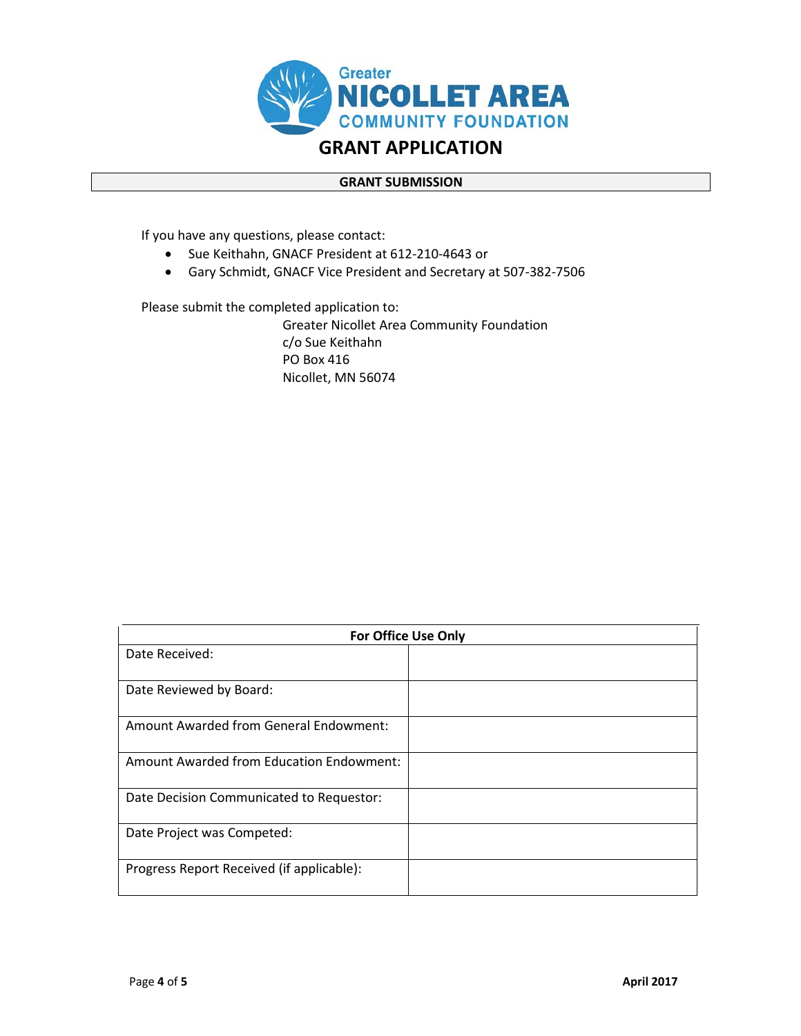# Greater NICOLLET AREA COMMUNITY FOUNDATION

## GRANT APPLICATION

**GRANT SUBMISSION**

If you have any questions, please contact:

- Sue Keithahn, GNACF President at 612-210-4643 or
- Gary Schmidt, GNACF Vice President and Secretary at 507-382-7506

Please submit the completed application to:

Greater Nicollet Area Community Foundation
c/o Sue Keithahn
PO Box 416
Nicollet, MN 56074

| For Office Use Only | |
|---|---|
| Date Received: | |
| Date Reviewed by Board: | |
| Amount Awarded from General Endowment: | |
| Amount Awarded from Education Endowment: | |
| Date Decision Communicated to Requestor: | |
| Date Project was Competed: | |
| Progress Report Received (if applicable): | |

**April 2017**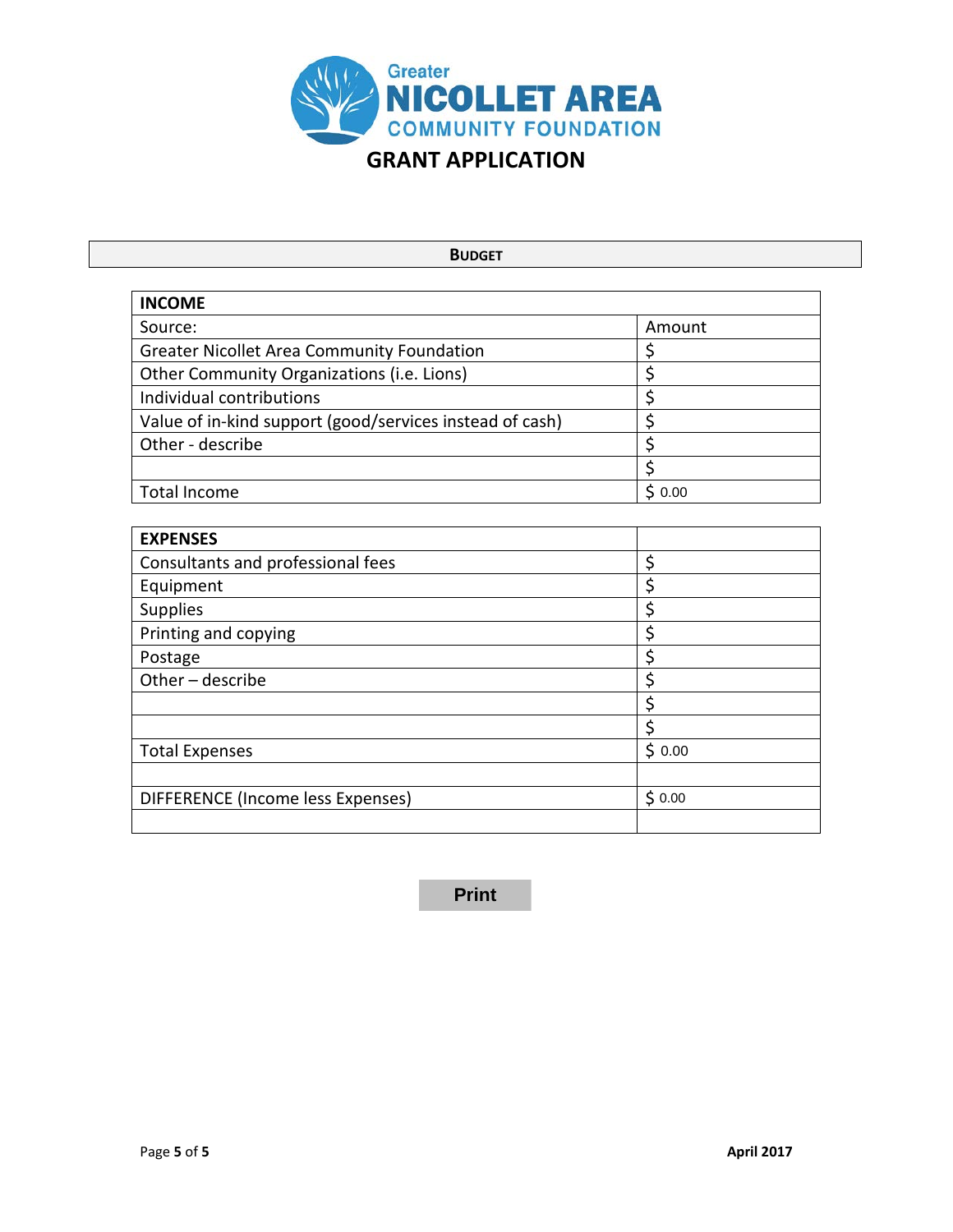Greater
# NICOLLET AREA
COMMUNITY FOUNDATION

## GRANT APPLICATION

### BUDGET

| INCOME | |
|---|---|
| Source: | Amount |
| Greater Nicollet Area Community Foundation | $ |
| Other Community Organizations (i.e. Lions) | $ |
| Individual contributions | $ |
| Value of in-kind support (good/services instead of cash) | $ |
| Other - describe | $ |
| | $ |
| Total Income | $ 0.00 |

| EXPENSES | |
|---|---|
| Consultants and professional fees | $ |
| Equipment | $ |
| Supplies | $ |
| Printing and copying | $ |
| Postage | $ |
| Other – describe | $ |
| | $ |
| | $ |
| Total Expenses | $ 0.00 |
| | |
| DIFFERENCE (Income less Expenses) | $ 0.00 |
| | |

Print

April 2017